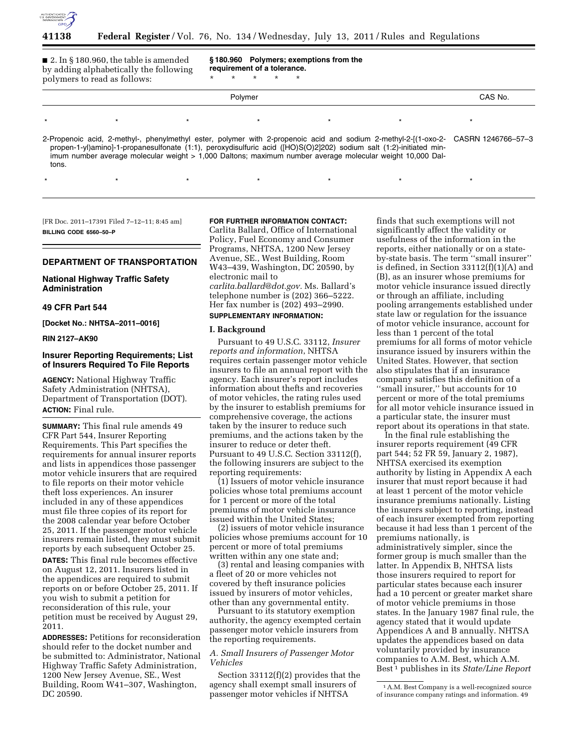■ 2. In § 180.960, the table is amended by adding alphabetically the following polymers to read as follows:

**§ 180.960 Polymers; exemptions from the requirement of a tolerance.**

\* \* \* \* \*

| Polymer | CAS No. |
| --- | --- |
| \* \* \* \* \* \* | \* |
| 2-Propenoic acid, 2-methyl-, phenylmethyl ester, polymer with 2-propenoic acid and sodium 2-methyl-2-[(1-oxo-2-propen-1-yl)amino]-1-propanesulfonate (1:1), peroxydisulfuric acid ([HO)S(O)2]2O2) sodium salt (1:2)-initiated minimum number average molecular weight > 1,000 Daltons; maximum number average molecular weight 10,000 Daltons. | CASRN 1246766–57–3 |
| \* \* \* \* \* \* | \* |

[FR Doc. 2011–17391 Filed 7–12–11; 8:45 am]

**BILLING CODE 6560–50–P**

## DEPARTMENT OF TRANSPORTATION

### National Highway Traffic Safety Administration

### 49 CFR Part 544

**[Docket No.: NHTSA–2011–0016]**

**RIN 2127–AK90**

### Insurer Reporting Requirements; List of Insurers Required To File Reports

**AGENCY:** National Highway Traffic Safety Administration (NHTSA), Department of Transportation (DOT).

**ACTION:** Final rule.

**SUMMARY:** This final rule amends 49 CFR Part 544, Insurer Reporting Requirements. This Part specifies the requirements for annual insurer reports and lists in appendices those passenger motor vehicle insurers that are required to file reports on their motor vehicle theft loss experiences. An insurer included in any of these appendices must file three copies of its report for the 2008 calendar year before October 25, 2011. If the passenger motor vehicle insurers remain listed, they must submit reports by each subsequent October 25.

**DATES:** This final rule becomes effective on August 12, 2011. Insurers listed in the appendices are required to submit reports on or before October 25, 2011. If you wish to submit a petition for reconsideration of this rule, your petition must be received by August 29, 2011.

**ADDRESSES:** Petitions for reconsideration should refer to the docket number and be submitted to: Administrator, National Highway Traffic Safety Administration, 1200 New Jersey Avenue, SE., West Building, Room W41–307, Washington, DC 20590.

**FOR FURTHER INFORMATION CONTACT:** Carlita Ballard, Office of International Policy, Fuel Economy and Consumer Programs, NHTSA, 1200 New Jersey Avenue, SE., West Building, Room W43–439, Washington, DC 20590, by electronic mail to *carlita.ballard@dot.gov.* Ms. Ballard's telephone number is (202) 366–5222. Her fax number is (202) 493–2990.

**SUPPLEMENTARY INFORMATION:**

#### I. Background

Pursuant to 49 U.S.C. 33112, *Insurer reports and information*, NHTSA requires certain passenger motor vehicle insurers to file an annual report with the agency. Each insurer's report includes information about thefts and recoveries of motor vehicles, the rating rules used by the insurer to establish premiums for comprehensive coverage, the actions taken by the insurer to reduce such premiums, and the actions taken by the insurer to reduce or deter theft. Pursuant to 49 U.S.C. Section 33112(f), the following insurers are subject to the reporting requirements:

(1) Issuers of motor vehicle insurance policies whose total premiums account for 1 percent or more of the total premiums of motor vehicle insurance issued within the United States;

(2) issuers of motor vehicle insurance policies whose premiums account for 10 percent or more of total premiums written within any one state and;

(3) rental and leasing companies with a fleet of 20 or more vehicles not covered by theft insurance policies issued by insurers of motor vehicles, other than any governmental entity.

Pursuant to its statutory exemption authority, the agency exempted certain passenger motor vehicle insurers from the reporting requirements.

*A. Small Insurers of Passenger Motor Vehicles*

Section 33112(f)(2) provides that the agency shall exempt small insurers of passenger motor vehicles if NHTSA finds that such exemptions will not significantly affect the validity or usefulness of the information in the reports, either nationally or on a state-by-state basis. The term "small insurer" is defined, in Section 33112(f)(1)(A) and (B), as an insurer whose premiums for motor vehicle insurance issued directly or through an affiliate, including pooling arrangements established under state law or regulation for the issuance of motor vehicle insurance, account for less than 1 percent of the total premiums for all forms of motor vehicle insurance issued by insurers within the United States. However, that section also stipulates that if an insurance company satisfies this definition of a "small insurer," but accounts for 10 percent or more of the total premiums for all motor vehicle insurance issued in a particular state, the insurer must report about its operations in that state.

In the final rule establishing the insurer reports requirement (49 CFR part 544; 52 FR 59, January 2, 1987), NHTSA exercised its exemption authority by listing in Appendix A each insurer that must report because it had at least 1 percent of the motor vehicle insurance premiums nationally. Listing the insurers subject to reporting, instead of each insurer exempted from reporting because it had less than 1 percent of the premiums nationally, is administratively simpler, since the former group is much smaller than the latter. In Appendix B, NHTSA lists those insurers required to report for particular states because each insurer had a 10 percent or greater market share of motor vehicle premiums in those states. In the January 1987 final rule, the agency stated that it would update Appendices A and B annually. NHTSA updates the appendices based on data voluntarily provided by insurance companies to A.M. Best, which A.M. Best[1] publishes in its *State/Line Report*

[1] A.M. Best Company is a well-recognized source of insurance company ratings and information. 49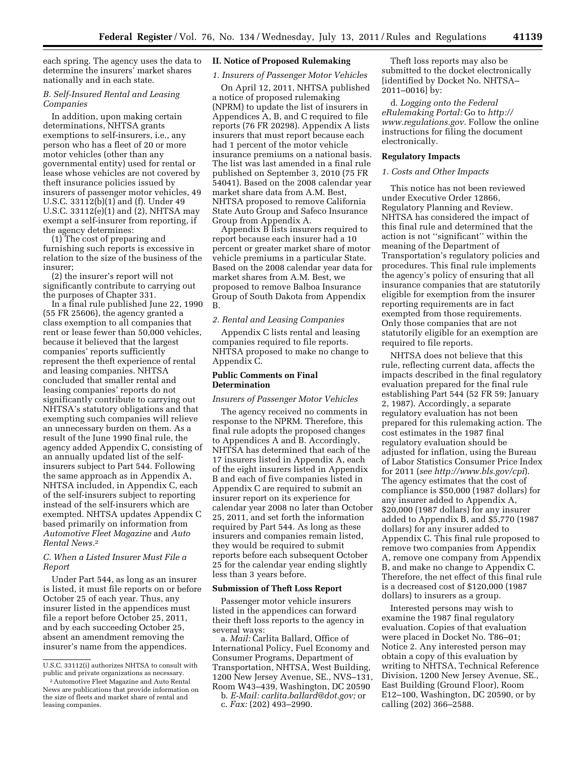each spring. The agency uses the data to determine the insurers' market shares nationally and in each state.

### B. Self-Insured Rental and Leasing Companies

In addition, upon making certain determinations, NHTSA grants exemptions to self-insurers, i.e., any person who has a fleet of 20 or more motor vehicles (other than any governmental entity) used for rental or lease whose vehicles are not covered by theft insurance policies issued by insurers of passenger motor vehicles, 49 U.S.C. 33112(b)(1) and (f). Under 49 U.S.C. 33112(e)(1) and (2), NHTSA may exempt a self-insurer from reporting, if the agency determines:

(1) The cost of preparing and furnishing such reports is excessive in relation to the size of the business of the insurer;

(2) the insurer's report will not significantly contribute to carrying out the purposes of Chapter 331.

In a final rule published June 22, 1990 (55 FR 25606), the agency granted a class exemption to all companies that rent or lease fewer than 50,000 vehicles, because it believed that the largest companies' reports sufficiently represent the theft experience of rental and leasing companies. NHTSA concluded that smaller rental and leasing companies' reports do not significantly contribute to carrying out NHTSA's statutory obligations and that exempting such companies will relieve an unnecessary burden on them. As a result of the June 1990 final rule, the agency added Appendix C, consisting of an annually updated list of the self-insurers subject to Part 544. Following the same approach as in Appendix A, NHTSA included, in Appendix C, each of the self-insurers subject to reporting instead of the self-insurers which are exempted. NHTSA updates Appendix C based primarily on information from *Automotive Fleet Magazine* and *Auto Rental News*.[2]

### C. When a Listed Insurer Must File a Report

Under Part 544, as long as an insurer is listed, it must file reports on or before October 25 of each year. Thus, any insurer listed in the appendices must file a report before October 25, 2011, and by each succeeding October 25, absent an amendment removing the insurer's name from the appendices.

U.S.C. 33112(i) authorizes NHTSA to consult with public and private organizations as necessary.

[2] Automotive Fleet Magazine and Auto Rental News are publications that provide information on the size of fleets and market share of rental and leasing companies.

## II. Notice of Proposed Rulemaking

### 1. Insurers of Passenger Motor Vehicles

On April 12, 2011, NHTSA published a notice of proposed rulemaking (NPRM) to update the list of insurers in Appendices A, B, and C required to file reports (76 FR 20298). Appendix A lists insurers that must report because each had 1 percent of the motor vehicle insurance premiums on a national basis. The list was last amended in a final rule published on September 3, 2010 (75 FR 54041). Based on the 2008 calendar year market share data from A.M. Best, NHTSA proposed to remove California State Auto Group and Safeco Insurance Group from Appendix A.

Appendix B lists insurers required to report because each insurer had a 10 percent or greater market share of motor vehicle premiums in a particular State. Based on the 2008 calendar year data for market shares from A.M. Best, we proposed to remove Balboa Insurance Group of South Dakota from Appendix B.

### 2. Rental and Leasing Companies

Appendix C lists rental and leasing companies required to file reports. NHTSA proposed to make no change to Appendix C.

## Public Comments on Final Determination

### Insurers of Passenger Motor Vehicles

The agency received no comments in response to the NPRM. Therefore, this final rule adopts the proposed changes to Appendices A and B. Accordingly, NHTSA has determined that each of the 17 insurers listed in Appendix A, each of the eight insurers listed in Appendix B and each of five companies listed in Appendix C are required to submit an insurer report on its experience for calendar year 2008 no later than October 25, 2011, and set forth the information required by Part 544. As long as these insurers and companies remain listed, they would be required to submit reports before each subsequent October 25 for the calendar year ending slightly less than 3 years before.

## Submission of Theft Loss Report

Passenger motor vehicle insurers listed in the appendices can forward their theft loss reports to the agency in several ways:

a. *Mail:* Carlita Ballard, Office of International Policy, Fuel Economy and Consumer Programs, Department of Transportation, NHTSA, West Building, 1200 New Jersey Avenue, SE., NVS–131, Room W43–439, Washington, DC 20590

b. *E-Mail: carlita.ballard@dot.gov;* or

c. *Fax:* (202) 493–2990.

Theft loss reports may also be submitted to the docket electronically [identified by Docket No. NHTSA–2011–0016] by:

d. *Logging onto the Federal eRulemaking Portal:* Go to *http://www.regulations.gov*. Follow the online instructions for filing the document electronically.

## Regulatory Impacts

### 1. Costs and Other Impacts

This notice has not been reviewed under Executive Order 12866, Regulatory Planning and Review. NHTSA has considered the impact of this final rule and determined that the action is not ''significant'' within the meaning of the Department of Transportation's regulatory policies and procedures. This final rule implements the agency's policy of ensuring that all insurance companies that are statutorily eligible for exemption from the insurer reporting requirements are in fact exempted from those requirements. Only those companies that are not statutorily eligible for an exemption are required to file reports.

NHTSA does not believe that this rule, reflecting current data, affects the impacts described in the final regulatory evaluation prepared for the final rule establishing Part 544 (52 FR 59; January 2, 1987). Accordingly, a separate regulatory evaluation has not been prepared for this rulemaking action. The cost estimates in the 1987 final regulatory evaluation should be adjusted for inflation, using the Bureau of Labor Statistics Consumer Price Index for 2011 (*see http://www.bls.gov/cpi*). The agency estimates that the cost of compliance is $50,000 (1987 dollars) for any insurer added to Appendix A, $20,000 (1987 dollars) for any insurer added to Appendix B, and $5,770 (1987 dollars) for any insurer added to Appendix C. This final rule proposed to remove two companies from Appendix A, remove one company from Appendix B, and make no change to Appendix C. Therefore, the net effect of this final rule is a decreased cost of $120,000 (1987 dollars) to insurers as a group.

Interested persons may wish to examine the 1987 final regulatory evaluation. Copies of that evaluation were placed in Docket No. T86–01; Notice 2. Any interested person may obtain a copy of this evaluation by writing to NHTSA, Technical Reference Division, 1200 New Jersey Avenue, SE., East Building (Ground Floor), Room E12–100, Washington, DC 20590, or by calling (202) 366–2588.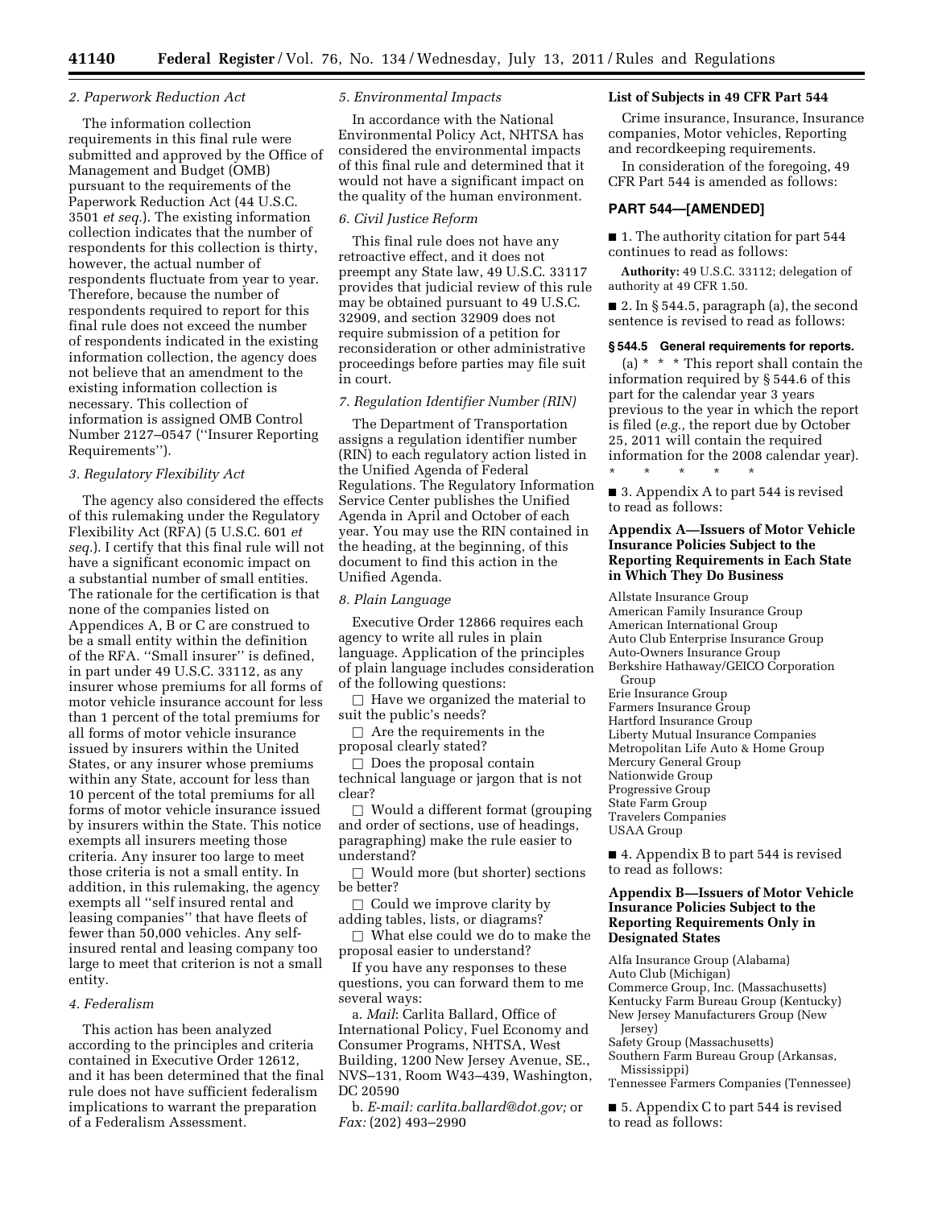### 2. Paperwork Reduction Act

The information collection requirements in this final rule were submitted and approved by the Office of Management and Budget (OMB) pursuant to the requirements of the Paperwork Reduction Act (44 U.S.C. 3501 *et seq.*). The existing information collection indicates that the number of respondents for this collection is thirty, however, the actual number of respondents fluctuate from year to year. Therefore, because the number of respondents required to report for this final rule does not exceed the number of respondents indicated in the existing information collection, the agency does not believe that an amendment to the existing information collection is necessary. This collection of information is assigned OMB Control Number 2127–0547 (''Insurer Reporting Requirements'').

### 3. Regulatory Flexibility Act

The agency also considered the effects of this rulemaking under the Regulatory Flexibility Act (RFA) (5 U.S.C. 601 *et seq.*). I certify that this final rule will not have a significant economic impact on a substantial number of small entities. The rationale for the certification is that none of the companies listed on Appendices A, B or C are construed to be a small entity within the definition of the RFA. ''Small insurer'' is defined, in part under 49 U.S.C. 33112, as any insurer whose premiums for all forms of motor vehicle insurance account for less than 1 percent of the total premiums for all forms of motor vehicle insurance issued by insurers within the United States, or any insurer whose premiums within any State, account for less than 10 percent of the total premiums for all forms of motor vehicle insurance issued by insurers within the State. This notice exempts all insurers meeting those criteria. Any insurer too large to meet those criteria is not a small entity. In addition, in this rulemaking, the agency exempts all ''self insured rental and leasing companies'' that have fleets of fewer than 50,000 vehicles. Any self-insured rental and leasing company too large to meet that criterion is not a small entity.

### 4. Federalism

This action has been analyzed according to the principles and criteria contained in Executive Order 12612, and it has been determined that the final rule does not have sufficient federalism implications to warrant the preparation of a Federalism Assessment.

### 5. Environmental Impacts

In accordance with the National Environmental Policy Act, NHTSA has considered the environmental impacts of this final rule and determined that it would not have a significant impact on the quality of the human environment.

### 6. Civil Justice Reform

This final rule does not have any retroactive effect, and it does not preempt any State law, 49 U.S.C. 33117 provides that judicial review of this rule may be obtained pursuant to 49 U.S.C. 32909, and section 32909 does not require submission of a petition for reconsideration or other administrative proceedings before parties may file suit in court.

### 7. Regulation Identifier Number (RIN)

The Department of Transportation assigns a regulation identifier number (RIN) to each regulatory action listed in the Unified Agenda of Federal Regulations. The Regulatory Information Service Center publishes the Unified Agenda in April and October of each year. You may use the RIN contained in the heading, at the beginning, of this document to find this action in the Unified Agenda.

### 8. Plain Language

Executive Order 12866 requires each agency to write all rules in plain language. Application of the principles of plain language includes consideration of the following questions:

☐ Have we organized the material to suit the public's needs?

☐ Are the requirements in the proposal clearly stated?

☐ Does the proposal contain technical language or jargon that is not clear?

☐ Would a different format (grouping and order of sections, use of headings, paragraphing) make the rule easier to understand?

☐ Would more (but shorter) sections be better?

☐ Could we improve clarity by adding tables, lists, or diagrams?

☐ What else could we do to make the proposal easier to understand?

If you have any responses to these questions, you can forward them to me several ways:

a. *Mail*: Carlita Ballard, Office of International Policy, Fuel Economy and Consumer Programs, NHTSA, West Building, 1200 New Jersey Avenue, SE., NVS–131, Room W43–439, Washington, DC 20590

b. *E-mail: carlita.ballard@dot.gov;* or *Fax:* (202) 493–2990

**List of Subjects in 49 CFR Part 544**

Crime insurance, Insurance, Insurance companies, Motor vehicles, Reporting and recordkeeping requirements.

In consideration of the foregoing, 49 CFR Part 544 is amended as follows:

## PART 544—[AMENDED]

■ 1. The authority citation for part 544 continues to read as follows:

**Authority:** 49 U.S.C. 33112; delegation of authority at 49 CFR 1.50.

■ 2. In § 544.5, paragraph (a), the second sentence is revised to read as follows:

**§ 544.5 General requirements for reports.**

(a) * * * This report shall contain the information required by § 544.6 of this part for the calendar year 3 years previous to the year in which the report is filed (*e.g.,* the report due by October 25, 2011 will contain the required information for the 2008 calendar year).

\* \* \* \* \*

■ 3. Appendix A to part 544 is revised to read as follows:

### Appendix A—Issuers of Motor Vehicle Insurance Policies Subject to the Reporting Requirements in Each State in Which They Do Business

Allstate Insurance Group
American Family Insurance Group
American International Group
Auto Club Enterprise Insurance Group
Auto-Owners Insurance Group
Berkshire Hathaway/GEICO Corporation Group
Erie Insurance Group
Farmers Insurance Group
Hartford Insurance Group
Liberty Mutual Insurance Companies
Metropolitan Life Auto & Home Group
Mercury General Group
Nationwide Group
Progressive Group
State Farm Group
Travelers Companies
USAA Group

■ 4. Appendix B to part 544 is revised to read as follows:

### Appendix B—Issuers of Motor Vehicle Insurance Policies Subject to the Reporting Requirements Only in Designated States

Alfa Insurance Group (Alabama)
Auto Club (Michigan)
Commerce Group, Inc. (Massachusetts)
Kentucky Farm Bureau Group (Kentucky)
New Jersey Manufacturers Group (New Jersey)
Safety Group (Massachusetts)
Southern Farm Bureau Group (Arkansas, Mississippi)
Tennessee Farmers Companies (Tennessee)

■ 5. Appendix C to part 544 is revised to read as follows: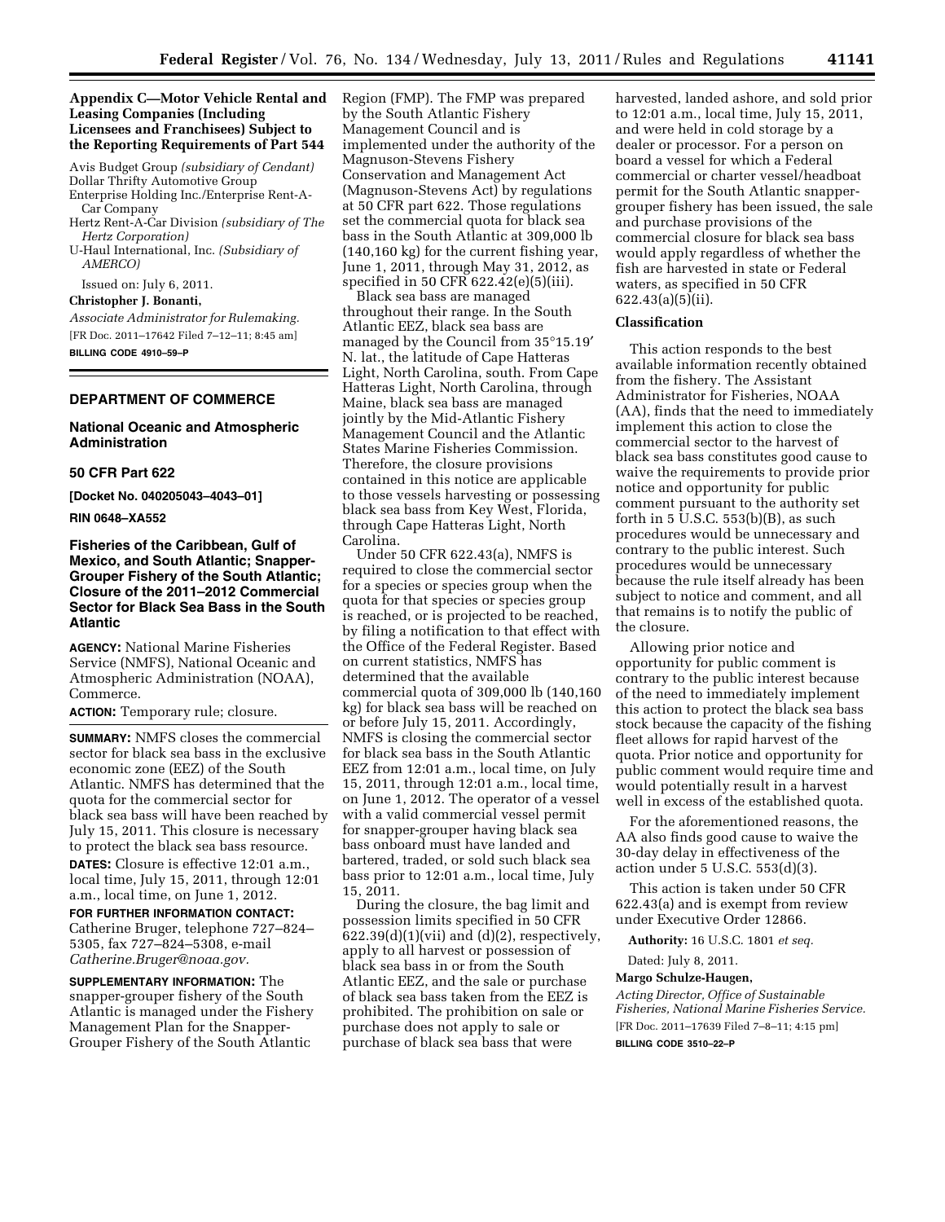## Appendix C—Motor Vehicle Rental and Leasing Companies (Including Licensees and Franchisees) Subject to the Reporting Requirements of Part 544

Avis Budget Group *(subsidiary of Cendant)*
Dollar Thrifty Automotive Group
Enterprise Holding Inc./Enterprise Rent-A-Car Company
Hertz Rent-A-Car Division *(subsidiary of The Hertz Corporation)*
U-Haul International, Inc. *(Subsidiary of AMERCO)*

Issued on: July 6, 2011.

**Christopher J. Bonanti,**

*Associate Administrator for Rulemaking.*

[FR Doc. 2011–17642 Filed 7–12–11; 8:45 am]

**BILLING CODE 4910–59–P**

---

# DEPARTMENT OF COMMERCE

## National Oceanic and Atmospheric Administration

### 50 CFR Part 622

**[Docket No. 040205043–4043–01]**

**RIN 0648–XA552**

## Fisheries of the Caribbean, Gulf of Mexico, and South Atlantic; Snapper-Grouper Fishery of the South Atlantic; Closure of the 2011–2012 Commercial Sector for Black Sea Bass in the South Atlantic

**AGENCY:** National Marine Fisheries Service (NMFS), National Oceanic and Atmospheric Administration (NOAA), Commerce.

**ACTION:** Temporary rule; closure.

**SUMMARY:** NMFS closes the commercial sector for black sea bass in the exclusive economic zone (EEZ) of the South Atlantic. NMFS has determined that the quota for the commercial sector for black sea bass will have been reached by July 15, 2011. This closure is necessary to protect the black sea bass resource.

**DATES:** Closure is effective 12:01 a.m., local time, July 15, 2011, through 12:01 a.m., local time, on June 1, 2012.

**FOR FURTHER INFORMATION CONTACT:** Catherine Bruger, telephone 727–824–5305, fax 727–824–5308, e-mail *Catherine.Bruger@noaa.gov.*

**SUPPLEMENTARY INFORMATION:** The snapper-grouper fishery of the South Atlantic is managed under the Fishery Management Plan for the Snapper-Grouper Fishery of the South Atlantic Region (FMP). The FMP was prepared by the South Atlantic Fishery Management Council and is implemented under the authority of the Magnuson-Stevens Fishery Conservation and Management Act (Magnuson-Stevens Act) by regulations at 50 CFR part 622. Those regulations set the commercial quota for black sea bass in the South Atlantic at 309,000 lb (140,160 kg) for the current fishing year, June 1, 2011, through May 31, 2012, as specified in 50 CFR 622.42(e)(5)(iii).

Black sea bass are managed throughout their range. In the South Atlantic EEZ, black sea bass are managed by the Council from 35°15.19′ N. lat., the latitude of Cape Hatteras Light, North Carolina, south. From Cape Hatteras Light, North Carolina, through Maine, black sea bass are managed jointly by the Mid-Atlantic Fishery Management Council and the Atlantic States Marine Fisheries Commission. Therefore, the closure provisions contained in this notice are applicable to those vessels harvesting or possessing black sea bass from Key West, Florida, through Cape Hatteras Light, North Carolina.

Under 50 CFR 622.43(a), NMFS is required to close the commercial sector for a species or species group when the quota for that species or species group is reached, or is projected to be reached, by filing a notification to that effect with the Office of the Federal Register. Based on current statistics, NMFS has determined that the available commercial quota of 309,000 lb (140,160 kg) for black sea bass will be reached on or before July 15, 2011. Accordingly, NMFS is closing the commercial sector for black sea bass in the South Atlantic EEZ from 12:01 a.m., local time, on July 15, 2011, through 12:01 a.m., local time, on June 1, 2012. The operator of a vessel with a valid commercial vessel permit for snapper-grouper having black sea bass onboard must have landed and bartered, traded, or sold such black sea bass prior to 12:01 a.m., local time, July 15, 2011.

During the closure, the bag limit and possession limits specified in 50 CFR 622.39(d)(1)(vii) and (d)(2), respectively, apply to all harvest or possession of black sea bass in or from the South Atlantic EEZ, and the sale or purchase of black sea bass taken from the EEZ is prohibited. The prohibition on sale or purchase does not apply to sale or purchase of black sea bass that were harvested, landed ashore, and sold prior to 12:01 a.m., local time, July 15, 2011, and were held in cold storage by a dealer or processor. For a person on board a vessel for which a Federal commercial or charter vessel/headboat permit for the South Atlantic snapper-grouper fishery has been issued, the sale and purchase provisions of the commercial closure for black sea bass would apply regardless of whether the fish are harvested in state or Federal waters, as specified in 50 CFR 622.43(a)(5)(ii).

### Classification

This action responds to the best available information recently obtained from the fishery. The Assistant Administrator for Fisheries, NOAA (AA), finds that the need to immediately implement this action to close the commercial sector to the harvest of black sea bass constitutes good cause to waive the requirements to provide prior notice and opportunity for public comment pursuant to the authority set forth in 5 U.S.C. 553(b)(B), as such procedures would be unnecessary and contrary to the public interest. Such procedures would be unnecessary because the rule itself already has been subject to notice and comment, and all that remains is to notify the public of the closure.

Allowing prior notice and opportunity for public comment is contrary to the public interest because of the need to immediately implement this action to protect the black sea bass stock because the capacity of the fishing fleet allows for rapid harvest of the quota. Prior notice and opportunity for public comment would require time and would potentially result in a harvest well in excess of the established quota.

For the aforementioned reasons, the AA also finds good cause to waive the 30-day delay in effectiveness of the action under 5 U.S.C. 553(d)(3).

This action is taken under 50 CFR 622.43(a) and is exempt from review under Executive Order 12866.

**Authority:** 16 U.S.C. 1801 *et seq.*

Dated: July 8, 2011.

**Margo Schulze-Haugen,**

*Acting Director, Office of Sustainable Fisheries, National Marine Fisheries Service.*

[FR Doc. 2011–17639 Filed 7–8–11; 4:15 pm]

**BILLING CODE 3510–22–P**